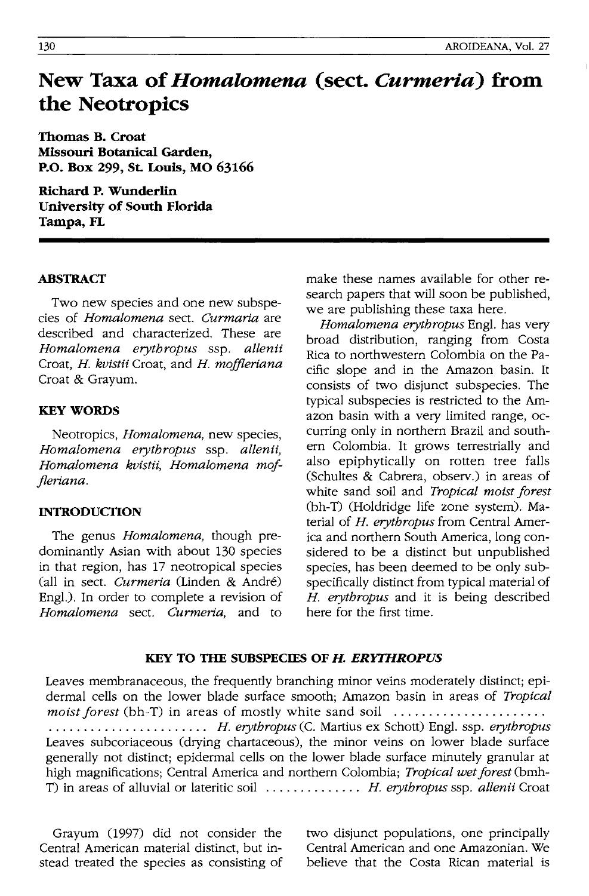# New Taxa of *Homalomena* (sect. *Curmeria*) from the Neotropics

**Thomas B. Croat**
**Missouri Botanical Garden,**
**P.O. Box 299, St. Louis, MO 63166**

**Richard P. Wunderlin**
**University of South Florida**
**Tampa, FL**

## ABSTRACT

Two new species and one new subspecies of *Homalomena* sect. *Curmaria* are described and characterized. These are *Homalomena erythropus* ssp. *allenii* Croat, *H. kvistii* Croat, and *H. moffleriana* Croat & Grayum.

## KEY WORDS

Neotropics, *Homalomena,* new species, *Homalomena erythropus* ssp. *allenii, Homalomena kvistii, Homalomena moffleriana.*

## INTRODUCTION

The genus *Homalomena,* though predominantly Asian with about 130 species in that region, has 17 neotropical species (all in sect. *Curmeria* (Linden & André) Engl.). In order to complete a revision of *Homalomena* sect. *Curmeria,* and to make these names available for other research papers that will soon be published, we are publishing these taxa here.

*Homalomena erythropus* Engl. has very broad distribution, ranging from Costa Rica to northwestern Colombia on the Pacific slope and in the Amazon basin. It consists of two disjunct subspecies. The typical subspecies is restricted to the Amazon basin with a very limited range, occurring only in northern Brazil and southern Colombia. It grows terrestrially and also epiphytically on rotten tree falls (Schultes & Cabrera, observ.) in areas of white sand soil and *Tropical moist forest* (bh-T) (Holdridge life zone system). Material of *H. erythropus* from Central America and northern South America, long considered to be a distinct but unpublished species, has been deemed to be only subspecifically distinct from typical material of *H. erythropus* and it is being described here for the first time.

### KEY TO THE SUBSPECIES OF *H. ERYTHROPUS*

Leaves membranaceous, the frequently branching minor veins moderately distinct; epidermal cells on the lower blade surface smooth; Amazon basin in areas of *Tropical moist forest* (bh-T) in areas of mostly white sand soil ...................... ....................... *H. erythropus* (C. Martius ex Schott) Engl. ssp. *erythropus*

Leaves subcoriaceous (drying chartaceous), the minor veins on lower blade surface generally not distinct; epidermal cells on the lower blade surface minutely granular at high magnifications; Central America and northern Colombia; *Tropical wet forest* (bmh-T) in areas of alluvial or lateritic soil ............. *H. erythropus* ssp. *allenii* Croat

Grayum (1997) did not consider the Central American material distinct, but instead treated the species as consisting of two disjunct populations, one principally Central American and one Amazonian. We believe that the Costa Rican material is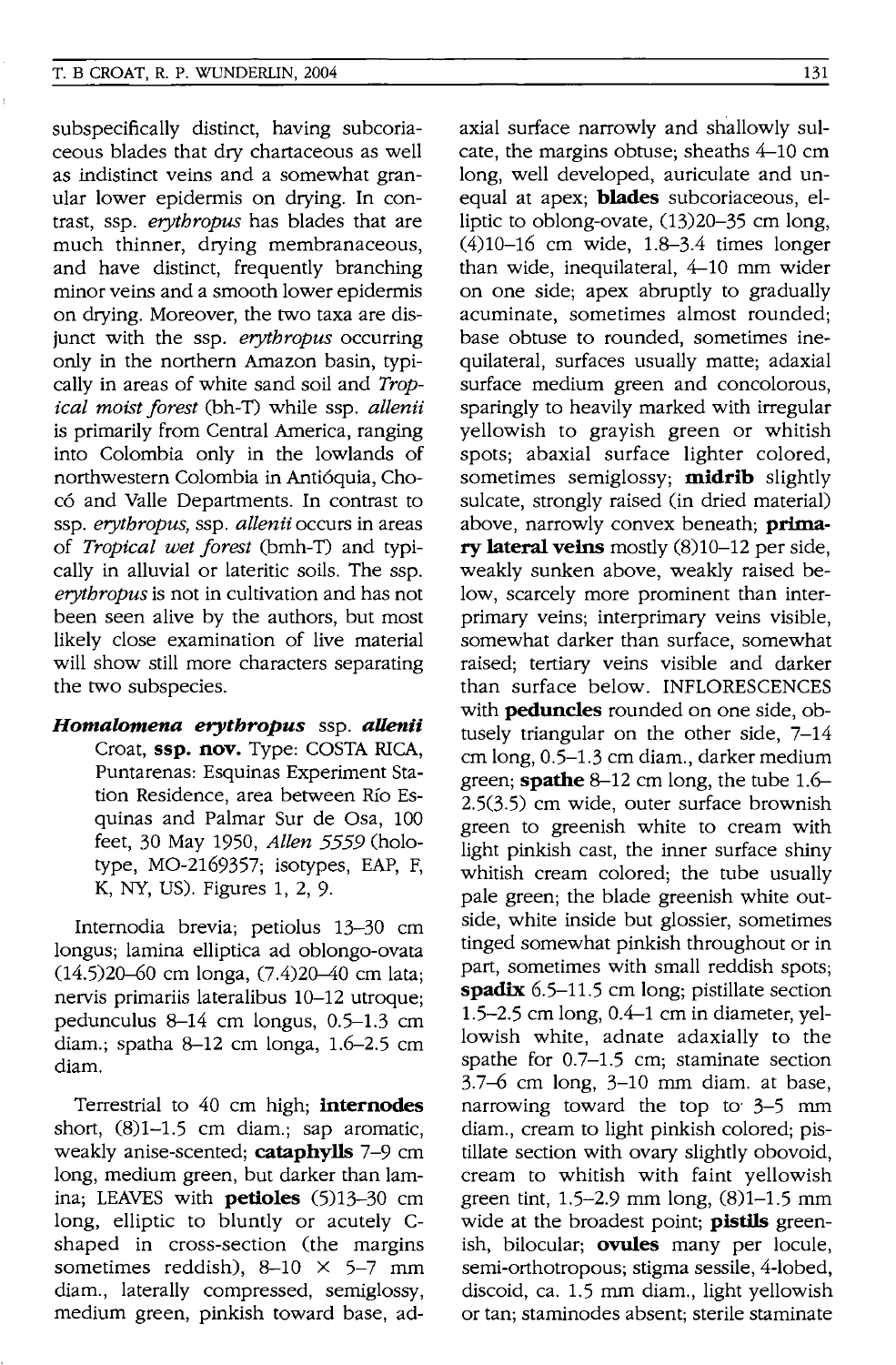subspecifically distinct, having subcoriaceous blades that dry chartaceous as well as indistinct veins and a somewhat granular lower epidermis on drying. In contrast, ssp. *erythropus* has blades that are much thinner, drying membranaceous, and have distinct, frequently branching minor veins and a smooth lower epidermis on drying. Moreover, the two taxa are disjunct with the ssp. *erythropus* occurring only in the northern Amazon basin, typically in areas of white sand soil and *Tropical moist forest* (bh-T) while ssp. *allenii* is primarily from Central America, ranging into Colombia only in the lowlands of northwestern Colombia in Antióquia, Chocó and Valle Departments. In contrast to ssp. *erythropus*, ssp. *allenii* occurs in areas of *Tropical wet forest* (bmh-T) and typically in alluvial or lateritic soils. The ssp. *erythropus* is not in cultivation and has not been seen alive by the authors, but most likely close examination of live material will show still more characters separating the two subspecies.

***Homalomena erythropus*** **ssp. *allenii*** Croat, **ssp. nov.** Type: COSTA RICA, Puntarenas: Esquinas Experiment Station Residence, area between Río Esquinas and Palmar Sur de Osa, 100 feet, 30 May 1950, *Allen 5559* (holotype, MO-2169357; isotypes, EAP, F, K, NY, US). Figures 1, 2, 9.

Internodia brevia; petiolus 13–30 cm longus; lamina elliptica ad oblongo-ovata (14.5)20–60 cm longa, (7.4)20–40 cm lata; nervis primariis lateralibus 10–12 utroque; pedunculus 8–14 cm longus, 0.5–1.3 cm diam.; spatha 8–12 cm longa, 1.6–2.5 cm diam.

Terrestrial to 40 cm high; **internodes** short, (8)1–1.5 cm diam.; sap aromatic, weakly anise-scented; **cataphylls** 7–9 cm long, medium green, but darker than lamina; LEAVES with **petioles** (5)13–30 cm long, elliptic to bluntly or acutely C-shaped in cross-section (the margins sometimes reddish), 8–10 × 5–7 mm diam., laterally compressed, semiglossy, medium green, pinkish toward base, adaxial surface narrowly and shallowly sulcate, the margins obtuse; sheaths 4–10 cm long, well developed, auriculate and unequal at apex; **blades** subcoriaceous, elliptic to oblong-ovate, (13)20–35 cm long, (4)10–16 cm wide, 1.8–3.4 times longer than wide, inequilateral, 4–10 mm wider on one side; apex abruptly to gradually acuminate, sometimes almost rounded; base obtuse to rounded, sometimes inequilateral, surfaces usually matte; adaxial surface medium green and concolorous, sparingly to heavily marked with irregular yellowish to grayish green or whitish spots; abaxial surface lighter colored, sometimes semiglossy; **midrib** slightly sulcate, strongly raised (in dried material) above, narrowly convex beneath; **primary lateral veins** mostly (8)10–12 per side, weakly sunken above, weakly raised below, scarcely more prominent than interprimary veins; interprimary veins visible, somewhat darker than surface, somewhat raised; tertiary veins visible and darker than surface below. INFLORESCENCES with **peduncles** rounded on one side, obtusely triangular on the other side, 7–14 cm long, 0.5–1.3 cm diam., darker medium green; **spathe** 8–12 cm long, the tube 1.6–2.5(3.5) cm wide, outer surface brownish green to greenish white to cream with light pinkish cast, the inner surface shiny whitish cream colored; the tube usually pale green; the blade greenish white outside, white inside but glossier, sometimes tinged somewhat pinkish throughout or in part, sometimes with small reddish spots; **spadix** 6.5–11.5 cm long; pistillate section 1.5–2.5 cm long, 0.4–1 cm in diameter, yellowish white, adnate adaxially to the spathe for 0.7–1.5 cm; staminate section 3.7–6 cm long, 3–10 mm diam. at base, narrowing toward the top to 3–5 mm diam., cream to light pinkish colored; pistillate section with ovary slightly obovoid, cream to whitish with faint yellowish green tint, 1.5–2.9 mm long, (8)1–1.5 mm wide at the broadest point; **pistils** greenish, bilocular; **ovules** many per locule, semi-orthotropous; stigma sessile, 4-lobed, discoid, ca. 1.5 mm diam., light yellowish or tan; staminodes absent; sterile staminate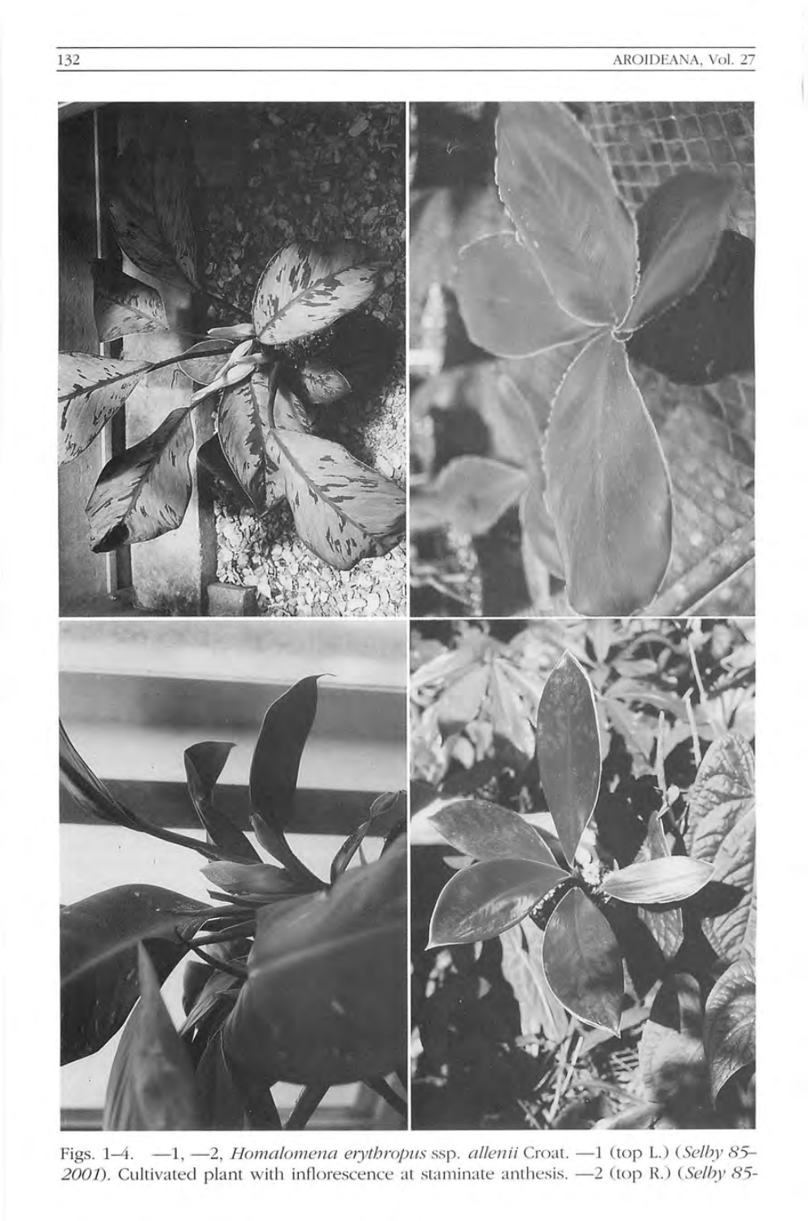Figs. 1–4. —1, —2, *Homalomena erythropus* ssp. *allenii* Croat. —1 (top L.) (*Selby 85-2001*). Cultivated plant with inflorescence at staminate anthesis. —2 (top R.) (*Selby 85-*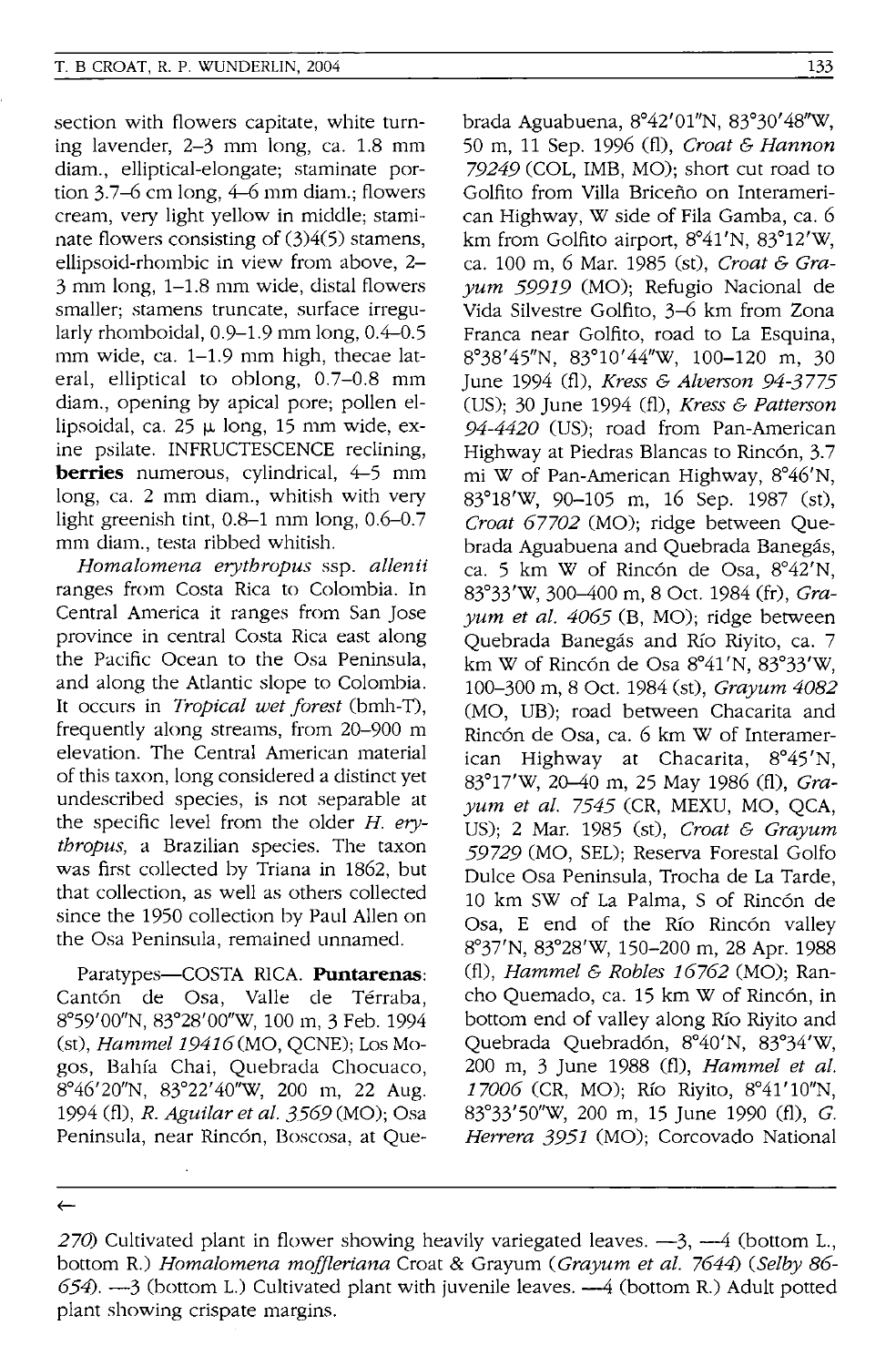section with flowers capitate, white turning lavender, 2–3 mm long, ca. 1.8 mm diam., elliptical-elongate; staminate portion 3.7–6 cm long, 4–6 mm diam.; flowers cream, very light yellow in middle; staminate flowers consisting of (3)4(5) stamens, ellipsoid-rhombic in view from above, 2–3 mm long, 1–1.8 mm wide, distal flowers smaller; stamens truncate, surface irregularly rhomboidal, 0.9–1.9 mm long, 0.4–0.5 mm wide, ca. 1–1.9 mm high, thecae lateral, elliptical to oblong, 0.7–0.8 mm diam., opening by apical pore; pollen ellipsoidal, ca. 25 μ long, 15 mm wide, exine psilate. INFRUCTESCENCE reclining, **berries** numerous, cylindrical, 4–5 mm long, ca. 2 mm diam., whitish with very light greenish tint, 0.8–1 mm long, 0.6–0.7 mm diam., testa ribbed whitish.

*Homalomena erythropus* ssp. *allenii* ranges from Costa Rica to Colombia. In Central America it ranges from San Jose province in central Costa Rica east along the Pacific Ocean to the Osa Peninsula, and along the Atlantic slope to Colombia. It occurs in *Tropical wet forest* (bmh-T), frequently along streams, from 20–900 m elevation. The Central American material of this taxon, long considered a distinct yet undescribed species, is not separable at the specific level from the older *H. erythropus*, a Brazilian species. The taxon was first collected by Triana in 1862, but that collection, as well as others collected since the 1950 collection by Paul Allen on the Osa Peninsula, remained unnamed.

Paratypes—COSTA RICA. **Puntarenas**: Cantón de Osa, Valle de Térraba, 8°59′00″N, 83°28′00″W, 100 m, 3 Feb. 1994 (st), *Hammel 19416* (MO, QCNE); Los Mogos, Bahía Chai, Quebrada Chocuaco, 8°46′20″N, 83°22′40″W, 200 m, 22 Aug. 1994 (fl), *R. Aguilar et al. 3569* (MO); Osa Peninsula, near Rincón, Boscosa, at Quebrada Aguabuena, 8°42′01″N, 83°30′48″W, 50 m, 11 Sep. 1996 (fl), *Croat & Hannon 79249* (COL, IMB, MO); short cut road to Golfito from Villa Briceño on Interamerican Highway, W side of Fila Gamba, ca. 6 km from Golfito airport, 8°41′N, 83°12′W, ca. 100 m, 6 Mar. 1985 (st), *Croat & Grayum 59919* (MO); Refugio Nacional de Vida Silvestre Golfito, 3–6 km from Zona Franca near Golfito, road to La Esquina, 8°38′45″N, 83°10′44″W, 100–120 m, 30 June 1994 (fl), *Kress & Alverson 94-3775* (US); 30 June 1994 (fl), *Kress & Patterson 94-4420* (US); road from Pan-American Highway at Piedras Blancas to Rincón, 3.7 mi W of Pan-American Highway, 8°46′N, 83°18′W, 90–105 m, 16 Sep. 1987 (st), *Croat 67702* (MO); ridge between Quebrada Aguabuena and Quebrada Banegás, ca. 5 km W of Rincón de Osa, 8°42′N, 83°33′W, 300–400 m, 8 Oct. 1984 (fr), *Grayum et al. 4065* (B, MO); ridge between Quebrada Banegás and Río Riyito, ca. 7 km W of Rincón de Osa 8°41′N, 83°33′W, 100–300 m, 8 Oct. 1984 (st), *Grayum 4082* (MO, UB); road between Chacarita and Rincón de Osa, ca. 6 km W of Interamerican Highway at Chacarita, 8°45′N, 83°17′W, 20–40 m, 25 May 1986 (fl), *Grayum et al. 7545* (CR, MEXU, MO, QCA, US); 2 Mar. 1985 (st), *Croat & Grayum 59729* (MO, SEL); Reserva Forestal Golfo Dulce Osa Peninsula, Trocha de La Tarde, 10 km SW of La Palma, S of Rincón de Osa, E end of the Río Rincón valley 8°37′N, 83°28′W, 150–200 m, 28 Apr. 1988 (fl), *Hammel & Robles 16762* (MO); Rancho Quemado, ca. 15 km W of Rincón, in bottom end of valley along Río Riyito and Quebrada Quebradón, 8°40′N, 83°34′W, 200 m, 3 June 1988 (fl), *Hammel et al. 17006* (CR, MO); Río Riyito, 8°41′10″N, 83°33′50″W, 200 m, 15 June 1990 (fl), *G. Herrera 3951* (MO); Corcovado National

←

*270*) Cultivated plant in flower showing heavily variegated leaves. —3, —4 (bottom L., bottom R.) *Homalomena moffleriana* Croat & Grayum (*Grayum et al. 7644*) (*Selby 86-654*). —3 (bottom L.) Cultivated plant with juvenile leaves. —4 (bottom R.) Adult potted plant showing crispate margins.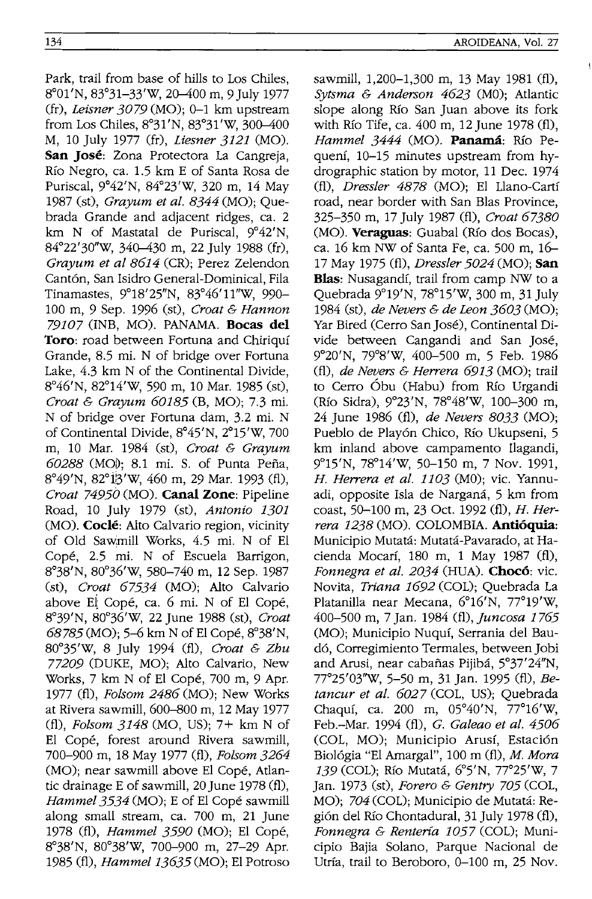Park, trail from base of hills to Los Chiles, 8°01'N, 83°31–33'W, 20–400 m, 9 July 1977 (fr), *Leisner 3079* (MO); 0–1 km upstream from Los Chiles, 8°31'N, 83°31'W, 300–400 M, 10 July 1977 (fr), *Liesner 3121* (MO). **San José**: Zona Protectora La Cangreja, Río Negro, ca. 1.5 km E of Santa Rosa de Puriscal, 9°42'N, 84°23'W, 320 m, 14 May 1987 (st), *Grayum et al. 8344* (MO); Quebrada Grande and adjacent ridges, ca. 2 km N of Mastatal de Puriscal, 9°42'N, 84°22'30"W, 340–430 m, 22 July 1988 (fr), *Grayum et al 8614* (CR); Perez Zelendon Cantón, San Isidro General-Dominical, Fila Tinamastes, 9°18'25"N, 83°46'11"W, 990–100 m, 9 Sep. 1996 (st), *Croat & Hannon 79107* (INB, MO). PANAMA. **Bocas del Toro**: road between Fortuna and Chiriquí Grande, 8.5 mi. N of bridge over Fortuna Lake, 4.3 km N of the Continental Divide, 8°46'N, 82°14'W, 590 m, 10 Mar. 1985 (st), *Croat & Grayum 60185* (B, MO); 7.3 mi. N of bridge over Fortuna dam, 3.2 mi. N of Continental Divide, 8°45'N, 2°15'W, 700 m, 10 Mar. 1984 (st), *Croat & Grayum 60288* (MO); 8.1 mi. S. of Punta Peña, 8°49'N, 82°13'W, 460 m, 29 Mar. 1993 (fl), *Croat 74950* (MO). **Canal Zone**: Pipeline Road, 10 July 1979 (st), *Antonio 1301* (MO). **Coclé**: Alto Calvario region, vicinity of Old Sawmill Works, 4.5 mi. N of El Copé, 2.5 mi. N of Escuela Barrigon, 8°38'N, 80°36'W, 580–740 m, 12 Sep. 1987 (st), *Croat 67534* (MO); Alto Calvario above El Copé, ca. 6 mi. N of El Copé, 8°39'N, 80°36'W, 22 June 1988 (st), *Croat 68785* (MO); 5–6 km N of El Copé, 8°38'N, 80°35'W, 8 July 1994 (fl), *Croat & Zhu 77209* (DUKE, MO); Alto Calvario, New Works, 7 km N of El Copé, 700 m, 9 Apr. 1977 (fl), *Folsom 2486* (MO); New Works at Rivera sawmill, 600–800 m, 12 May 1977 (fl), *Folsom 3148* (MO, US); 7+ km N of El Copé, forest around Rivera sawmill, 700–900 m, 18 May 1977 (fl), *Folsom 3264* (MO); near sawmill above El Copé, Atlantic drainage E of sawmill, 20 June 1978 (fl), *Hammel 3534* (MO); E of El Copé sawmill along small stream, ca. 700 m, 21 June 1978 (fl), *Hammel 3590* (MO); El Copé, 8°38'N, 80°38'W, 700–900 m, 27–29 Apr. 1985 (fl), *Hammel 13635* (MO); El Potroso sawmill, 1,200–1,300 m, 13 May 1981 (fl), *Sytsma & Anderson 4623* (MO); Atlantic slope along Río San Juan above its fork with Río Tife, ca. 400 m, 12 June 1978 (fl), *Hammel 3444* (MO). **Panamá**: Río Pequení, 10–15 minutes upstream from hydrographic station by motor, 11 Dec. 1974 (fl), *Dressler 4878* (MO); El Llano-Cartí road, near border with San Blas Province, 325–350 m, 17 July 1987 (fl), *Croat 67380* (MO). **Veraguas**: Guabal (Río dos Bocas), ca. 16 km NW of Santa Fe, ca. 500 m, 16–17 May 1975 (fl), *Dressler 5024* (MO); **San Blas**: Nusagandí, trail from camp NW to a Quebrada 9°19'N, 78°15'W, 300 m, 31 July 1984 (st), *de Nevers & de Leon 3603* (MO); Yar Bired (Cerro San José), Continental Divide between Cangandi and San José, 9°20'N, 79°8'W, 400–500 m, 5 Feb. 1986 (fl), *de Nevers & Herrera 6913* (MO); trail to Cerro Óbu (Habu) from Río Urgandi (Río Sidra), 9°23'N, 78°48'W, 100–300 m, 24 June 1986 (fl), *de Nevers 8033* (MO); Pueblo de Playón Chico, Río Ukupseni, 5 km inland above campamento Ilagandi, 9°15'N, 78°14'W, 50–150 m, 7 Nov. 1991, *H. Herrera et al. 1103* (MO); vic. Yannuadi, opposite Isla de Narganá, 5 km from coast, 50–100 m, 23 Oct. 1992 (fl), *H. Herrera 1238* (MO). COLOMBIA. **Antióquia**: Municipio Mutatá-Pavarado, at Hacienda Mocarí, 180 m, 1 May 1987 (fl), *Fonnegra et al. 2034* (HUA). **Chocó**: vic. Novita, *Triana 1692* (COL); Quebrada La Platanilla near Mecana, 6°16'N, 77°19'W, 400–500 m, 7 Jan. 1984 (fl), *Juncosa 1765* (MO); Municipio Nuquí, Serrania del Baudó, Corregimiento Termales, between Jobi and Arusi, near cabañas Pijibá, 5°37'24"N, 77°25'03"W, 5–50 m, 31 Jan. 1995 (fl), *Betancur et al. 6027* (COL, US); Quebrada Chaquí, ca. 200 m, 05°40'N, 77°16'W, Feb.–Mar. 1994 (fl), *G. Galeao et al. 4506* (COL, MO); Municipio Arusí, Estación Biológia "El Amargal", 100 m (fl), *M. Mora 139* (COL); Río Mutatá, 6°5'N, 77°25'W, 7 Jan. 1973 (st), *Forero & Gentry 705* (COL, MO); *704* (COL); Municipio de Mutatá: Región del Río Chontadural, 31 July 1978 (fl), *Fonnegra & Rentería 1057* (COL); Municipio Bajia Solano, Parque Nacional de Utría, trail to Beroboro, 0–100 m, 25 Nov.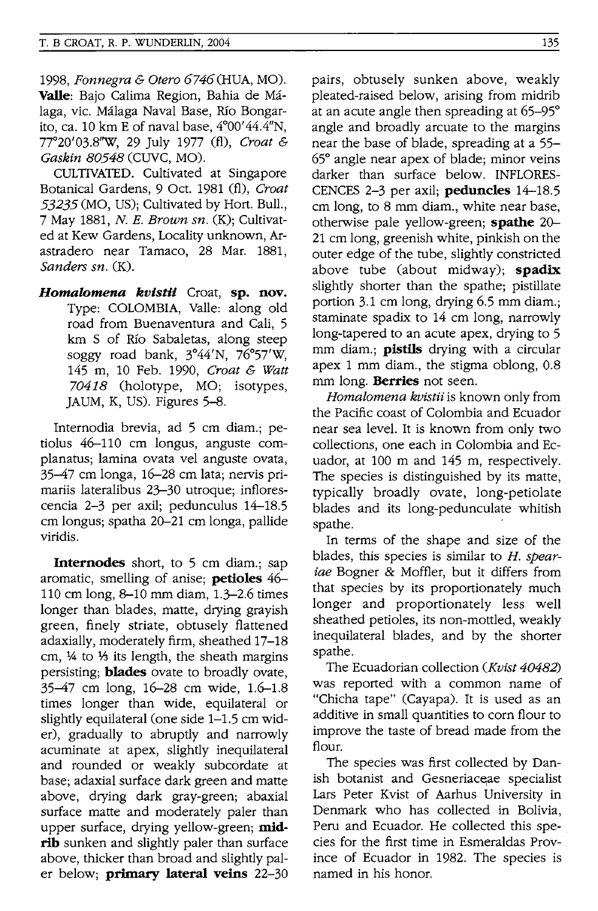1998, *Fonnegra & Otero 6746* (HUA, MO). **Valle**: Bajo Calima Region, Bahia de Málaga, vic. Málaga Naval Base, Río Bongarito, ca. 10 km E of naval base, 4°00'44.4"N, 77°20'03.8"W, 29 July 1977 (fl), *Croat & Gaskin 80548* (CUVC, MO).

CULTIVATED. Cultivated at Singapore Botanical Gardens, 9 Oct. 1981 (fl), *Croat 53235* (MO, US); Cultivated by Hort. Bull., 7 May 1881, *N. E. Brown sn.* (K); Cultivated at Kew Gardens, Locality unknown, Arastradero near Tamaco, 28 Mar. 1881, *Sanders sn.* (K).

***Homalomena kvistii*** Croat, **sp. nov.** Type: COLOMBIA, Valle: along old road from Buenaventura and Cali, 5 km S of Río Sabaletas, along steep soggy road bank, 3°44'N, 76°57'W, 145 m, 10 Feb. 1990, *Croat & Watt 70418* (holotype, MO; isotypes, JAUM, K, US). Figures 5–8.

Internodia brevia, ad 5 cm diam.; petiolus 46–110 cm longus, anguste complanatus; lamina ovata vel anguste ovata, 35–47 cm longa, 16–28 cm lata; nervis primariis lateralibus 23–30 utroque; inflorescencia 2–3 per axil; pedunculus 14–18.5 cm longus; spatha 20–21 cm longa, pallide viridis.

**Internodes** short, to 5 cm diam.; sap aromatic, smelling of anise; **petioles** 46–110 cm long, 8–10 mm diam, 1.3–2.6 times longer than blades, matte, drying grayish green, finely striate, obtusely flattened adaxially, moderately firm, sheathed 17–18 cm, ¼ to ⅓ its length, the sheath margins persisting; **blades** ovate to broadly ovate, 35–47 cm long, 16–28 cm wide, 1.6–1.8 times longer than wide, equilateral or slightly equilateral (one side 1–1.5 cm wider), gradually to abruptly and narrowly acuminate at apex, slightly inequilateral and rounded or weakly subcordate at base; adaxial surface dark green and matte above, drying dark gray-green; abaxial surface matte and moderately paler than upper surface, drying yellow-green; **midrib** sunken and slightly paler than surface above, thicker than broad and slightly paler below; **primary lateral veins** 22–30 pairs, obtusely sunken above, weakly pleated-raised below, arising from midrib at an acute angle then spreading at 65–95° angle and broadly arcuate to the margins near the base of blade, spreading at a 55–65° angle near apex of blade; minor veins darker than surface below. INFLORESCENCES 2–3 per axil; **peduncles** 14–18.5 cm long, to 8 mm diam., white near base, otherwise pale yellow-green; **spathe** 20–21 cm long, greenish white, pinkish on the outer edge of the tube, slightly constricted above tube (about midway); **spadix** slightly shorter than the spathe; pistillate portion 3.1 cm long, drying 6.5 mm diam.; staminate spadix to 14 cm long, narrowly long-tapered to an acute apex, drying to 5 mm diam.; **pistils** drying with a circular apex 1 mm diam., the stigma oblong, 0.8 mm long. **Berries** not seen.

*Homalomena kvistii* is known only from the Pacific coast of Colombia and Ecuador near sea level. It is known from only two collections, one each in Colombia and Ecuador, at 100 m and 145 m, respectively. The species is distinguished by its matte, typically broadly ovate, long-petiolate blades and its long-pedunculate whitish spathe.

In terms of the shape and size of the blades, this species is similar to *H. speariae* Bogner & Moffler, but it differs from that species by its proportionately much longer and proportionately less well sheathed petioles, its non-mottled, weakly inequilateral blades, and by the shorter spathe.

The Ecuadorian collection (*Kvist 40482*) was reported with a common name of "Chicha tape" (Cayapa). It is used as an additive in small quantities to corn flour to improve the taste of bread made from the flour.

The species was first collected by Danish botanist and Gesneriaceae specialist Lars Peter Kvist of Aarhus University in Denmark who has collected in Bolivia, Peru and Ecuador. He collected this species for the first time in Esmeraldas Province of Ecuador in 1982. The species is named in his honor.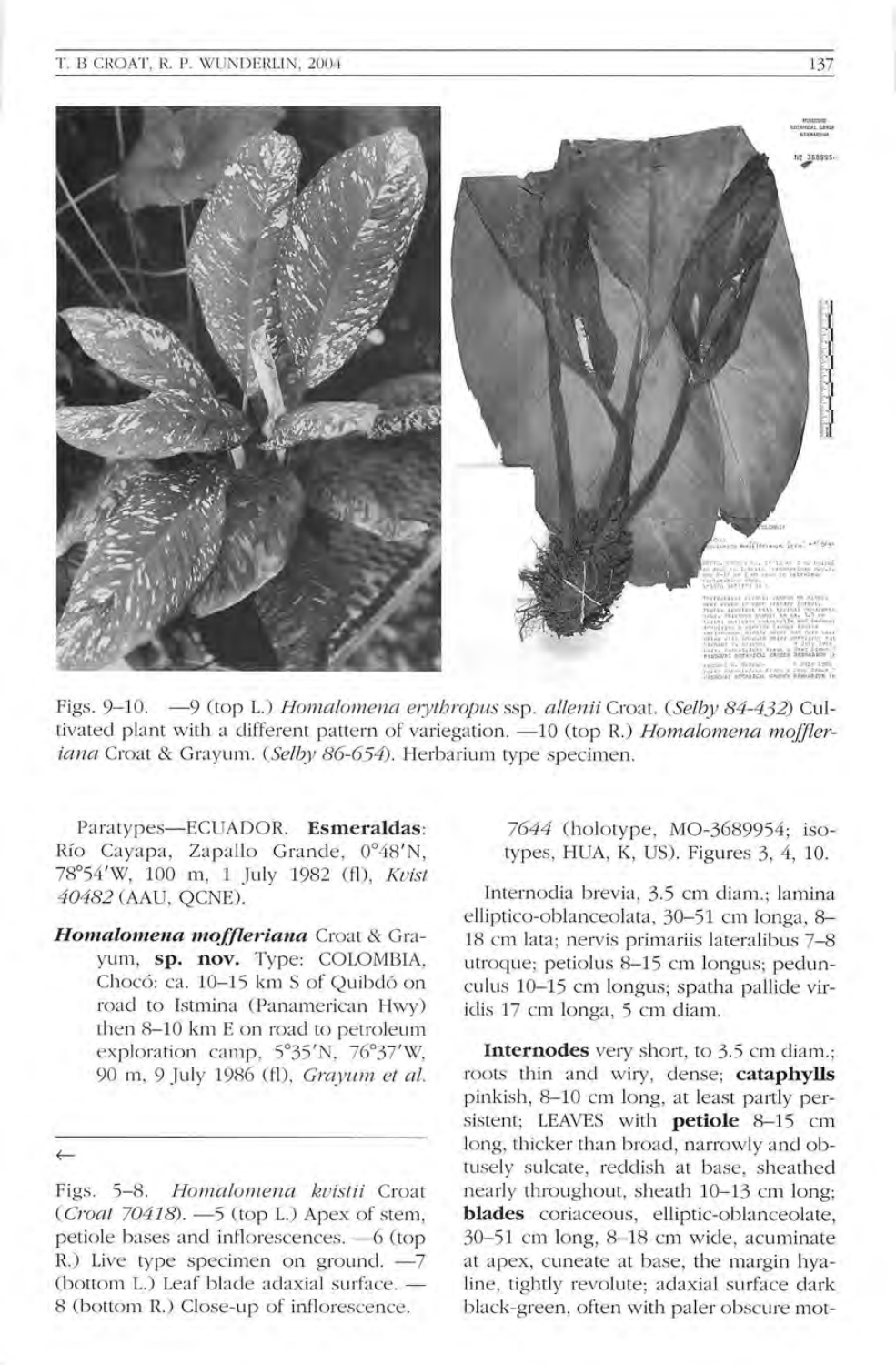Figs. 9–10. —9 (top L.) *Homalomena erythropus* ssp. *allenii* Croat. (*Selby 84-432*) Cultivated plant with a different pattern of variegation. —10 (top R.) *Homalomena moffleriana* Croat & Grayum. (*Selby 86-654*). Herbarium type specimen.

Paratypes—ECUADOR. **Esmeraldas**: Río Cayapa, Zapallo Grande, 0°48′N, 78°54′W, 100 m, 1 July 1982 (fl), *Kvist 40482* (AAU, QCNE).

***Homalomena moffleriana*** Croat & Grayum, **sp. nov.** Type: COLOMBIA, Chocó: ca. 10–15 km S of Quibdó on road to Istmina (Panamerican Hwy) then 8–10 km E on road to petroleum exploration camp, 5°35′N, 76°37′W, 90 m, 9 July 1986 (fl), *Grayum et al. 7644* (holotype, MO-3689954; isotypes, HUA, K, US). Figures 3, 4, 10.

←

Figs. 5–8. *Homalomena kvistii* Croat (*Croat 70418*). —5 (top L.) Apex of stem, petiole bases and inflorescences. —6 (top R.) Live type specimen on ground. —7 (bottom L.) Leaf blade adaxial surface. —8 (bottom R.) Close-up of inflorescence.

Internodia brevia, 3.5 cm diam.; lamina elliptico-oblanceolata, 30–51 cm longa, 8–18 cm lata; nervis primariis lateralibus 7–8 utroque; petiolus 8–15 cm longus; pedunculus 10–15 cm longus; spatha pallide viridis 17 cm longa, 5 cm diam.

**Internodes** very short, to 3.5 cm diam.; roots thin and wiry, dense; **cataphylls** pinkish, 8–10 cm long, at least partly persistent; LEAVES with **petiole** 8–15 cm long, thicker than broad, narrowly and obtusely sulcate, reddish at base, sheathed nearly throughout, sheath 10–13 cm long; **blades** coriaceous, elliptic-oblanceolate, 30–51 cm long, 8–18 cm wide, acuminate at apex, cuneate at base, the margin hyaline, tightly revolute; adaxial surface dark black-green, often with paler obscure mot-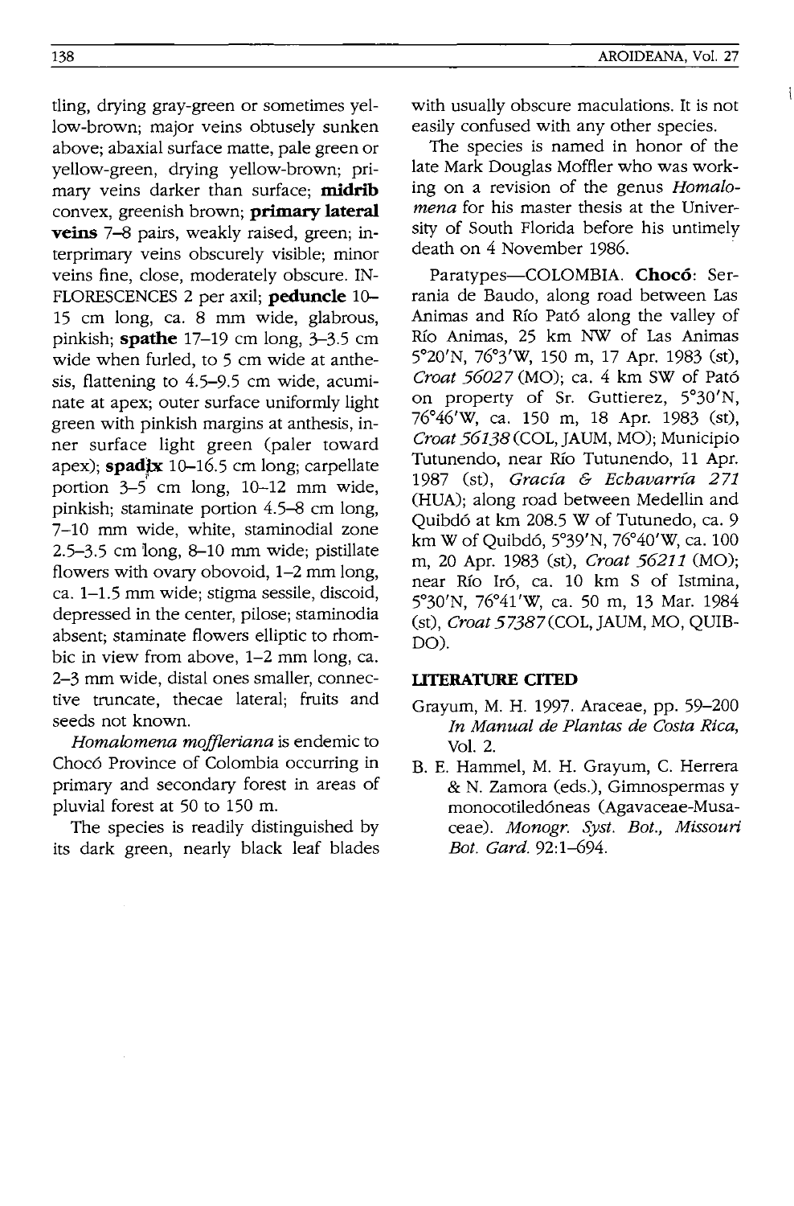tling, drying gray-green or sometimes yellow-brown; major veins obtusely sunken above; abaxial surface matte, pale green or yellow-green, drying yellow-brown; primary veins darker than surface; **midrib** convex, greenish brown; **primary lateral veins** 7–8 pairs, weakly raised, green; interprimary veins obscurely visible; minor veins fine, close, moderately obscure. INFLORESCENCES 2 per axil; **peduncle** 10–15 cm long, ca. 8 mm wide, glabrous, pinkish; **spathe** 17–19 cm long, 3–3.5 cm wide when furled, to 5 cm wide at anthesis, flattening to 4.5–9.5 cm wide, acuminate at apex; outer surface uniformly light green with pinkish margins at anthesis, inner surface light green (paler toward apex); **spadix** 10–16.5 cm long; carpellate portion 3–5 cm long, 10–12 mm wide, pinkish; staminate portion 4.5–8 cm long, 7–10 mm wide, white, staminodial zone 2.5–3.5 cm long, 8–10 mm wide; pistillate flowers with ovary obovoid, 1–2 mm long, ca. 1–1.5 mm wide; stigma sessile, discoid, depressed in the center, pilose; staminodia absent; staminate flowers elliptic to rhombic in view from above, 1–2 mm long, ca. 2–3 mm wide, distal ones smaller, connective truncate, thecae lateral; fruits and seeds not known.

*Homalomena moffleriana* is endemic to Chocó Province of Colombia occurring in primary and secondary forest in areas of pluvial forest at 50 to 150 m.

The species is readily distinguished by its dark green, nearly black leaf blades with usually obscure maculations. It is not easily confused with any other species.

The species is named in honor of the late Mark Douglas Moffler who was working on a revision of the genus *Homalomena* for his master thesis at the University of South Florida before his untimely death on 4 November 1986.

Paratypes—COLOMBIA. **Chocó**: Serrania de Baudo, along road between Las Animas and Río Pató along the valley of Río Animas, 25 km NW of Las Animas 5°20'N, 76°3'W, 150 m, 17 Apr. 1983 (st), *Croat 56027* (MO); ca. 4 km SW of Pató on property of Sr. Guttierez, 5°30'N, 76°46'W, ca. 150 m, 18 Apr. 1983 (st), *Croat 56138* (COL, JAUM, MO); Municipio Tutunendo, near Río Tutunendo, 11 Apr. 1987 (st), *Gracía & Echavarría 271* (HUA); along road between Medellin and Quibdó at km 208.5 W of Tutunedo, ca. 9 km W of Quibdó, 5°39'N, 76°40'W, ca. 100 m, 20 Apr. 1983 (st), *Croat 56211* (MO); near Río Iró, ca. 10 km S of Istmina, 5°30'N, 76°41'W, ca. 50 m, 13 Mar. 1984 (st), *Croat 57387* (COL, JAUM, MO, QUIBDO).

## LITERATURE CITED

Grayum, M. H. 1997. Araceae, pp. 59–200 *In Manual de Plantas de Costa Rica*, Vol. 2.

B. E. Hammel, M. H. Grayum, C. Herrera & N. Zamora (eds.), Gimnospermas y monocotiledóneas (Agavaceae-Musaceae). *Monogr. Syst. Bot., Missouri Bot. Gard.* 92:1–694.